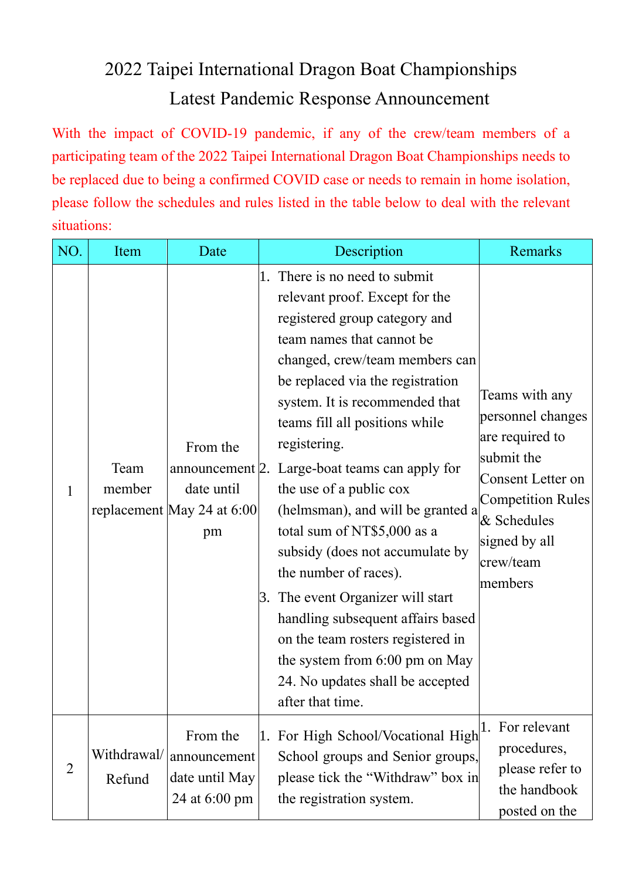# 2022 Taipei International Dragon Boat Championships
## Latest Pandemic Response Announcement

With the impact of COVID-19 pandemic, if any of the crew/team members of a participating team of the 2022 Taipei International Dragon Boat Championships needs to be replaced due to being a confirmed COVID case or needs to remain in home isolation, please follow the schedules and rules listed in the table below to deal with the relevant situations:

| NO. | Item | Date | Description | Remarks |
|---|---|---|---|---|
| 1 | Team member replacement | From the announcement date until May 24 at 6:00 pm | 1. There is no need to submit relevant proof. Except for the registered group category and team names that cannot be changed, crew/team members can be replaced via the registration system. It is recommended that teams fill all positions while registering.<br>2. Large-boat teams can apply for the use of a public cox (helmsman), and will be granted a total sum of NT$5,000 as a subsidy (does not accumulate by the number of races).<br>3. The event Organizer will start handling subsequent affairs based on the team rosters registered in the system from 6:00 pm on May 24. No updates shall be accepted after that time. | Teams with any personnel changes are required to submit the Consent Letter on Competition Rules & Schedules signed by all crew/team members |
| 2 | Withdrawal/ Refund | From the announcement date until May 24 at 6:00 pm | 1. For High School/Vocational High School groups and Senior groups, please tick the "Withdraw" box in the registration system. | 1. For relevant procedures, please refer to the handbook posted on the |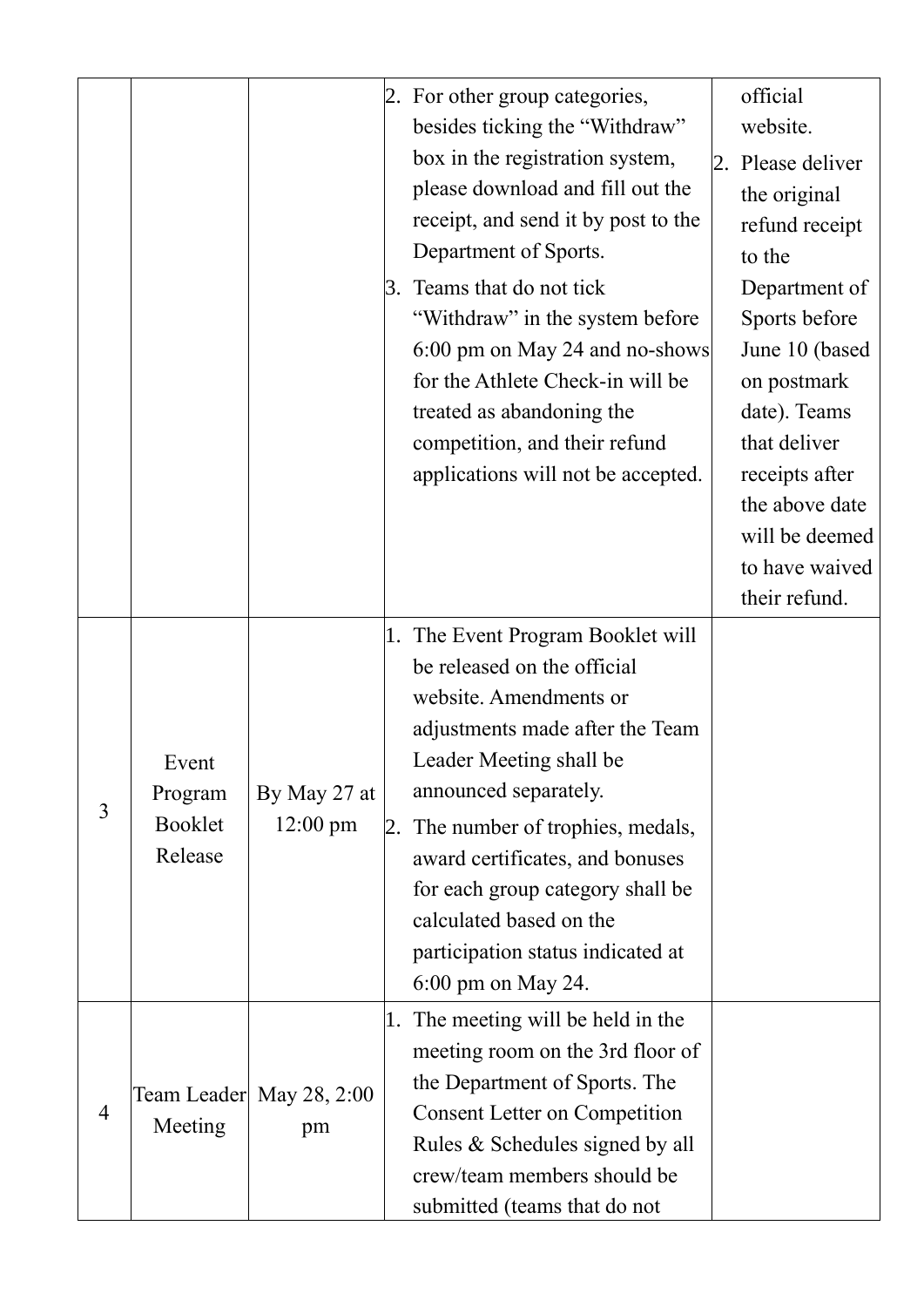|  |  |  |  |  |
|---|---|---|---|---|
|  |  |  | 2. For other group categories, besides ticking the "Withdraw" box in the registration system, please download and fill out the receipt, and send it by post to the Department of Sports.<br>3. Teams that do not tick "Withdraw" in the system before 6:00 pm on May 24 and no-shows for the Athlete Check-in will be treated as abandoning the competition, and their refund applications will not be accepted. | official website.<br>2. Please deliver the original refund receipt to the Department of Sports before June 10 (based on postmark date). Teams that deliver receipts after the above date will be deemed to have waived their refund. |
| 3 | Event Program Booklet Release | By May 27 at 12:00 pm | 1. The Event Program Booklet will be released on the official website. Amendments or adjustments made after the Team Leader Meeting shall be announced separately.<br>2. The number of trophies, medals, award certificates, and bonuses for each group category shall be calculated based on the participation status indicated at 6:00 pm on May 24. |  |
| 4 | Team Leader Meeting | May 28, 2:00 pm | 1. The meeting will be held in the meeting room on the 3rd floor of the Department of Sports. The Consent Letter on Competition Rules & Schedules signed by all crew/team members should be submitted (teams that do not |  |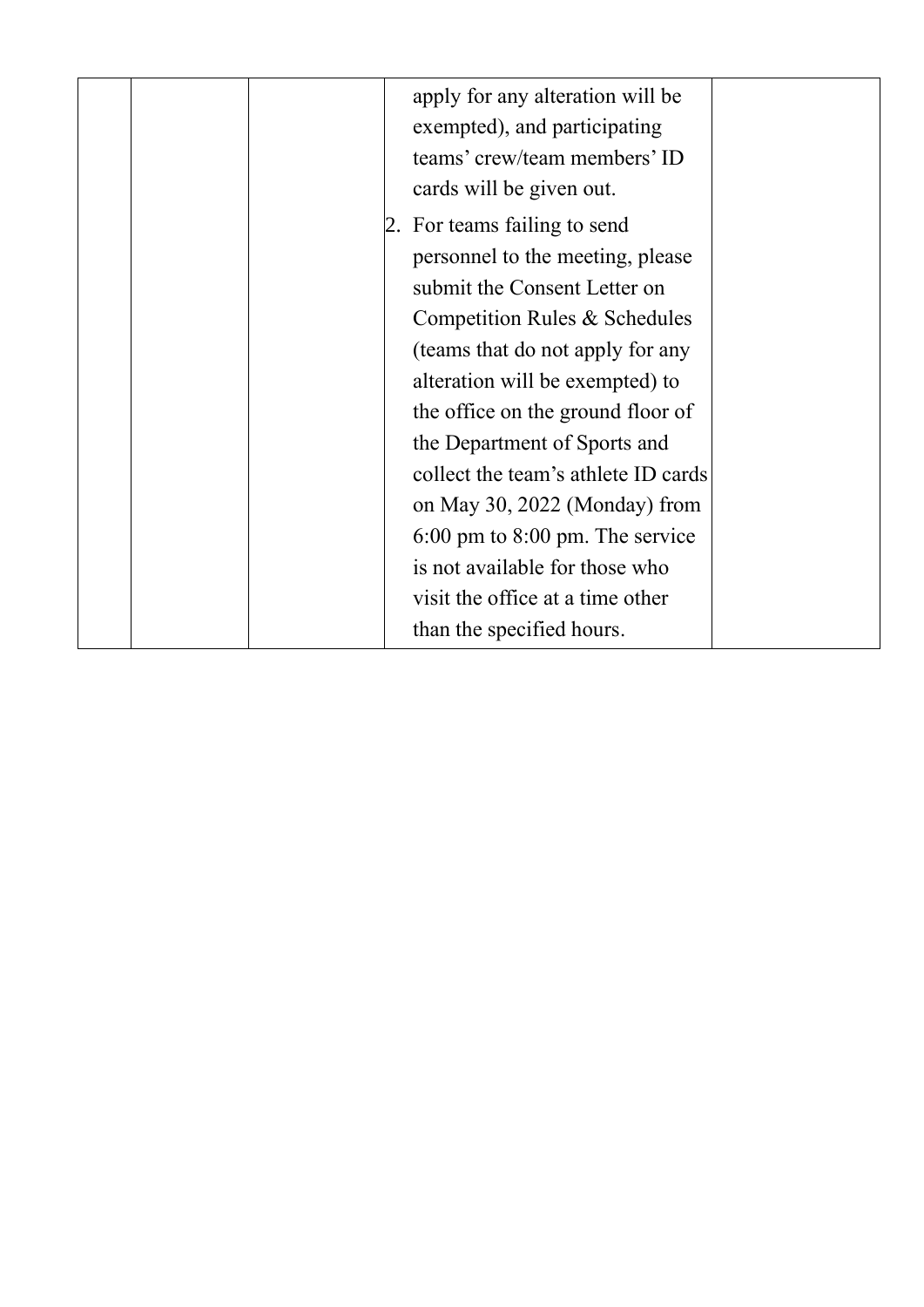| | | | | |
|---|---|---|---|---|
| | | | apply for any alteration will be exempted), and participating teams' crew/team members' ID cards will be given out.<br>2. For teams failing to send personnel to the meeting, please submit the Consent Letter on Competition Rules & Schedules (teams that do not apply for any alteration will be exempted) to the office on the ground floor of the Department of Sports and collect the team's athlete ID cards on May 30, 2022 (Monday) from 6:00 pm to 8:00 pm. The service is not available for those who visit the office at a time other than the specified hours. | |